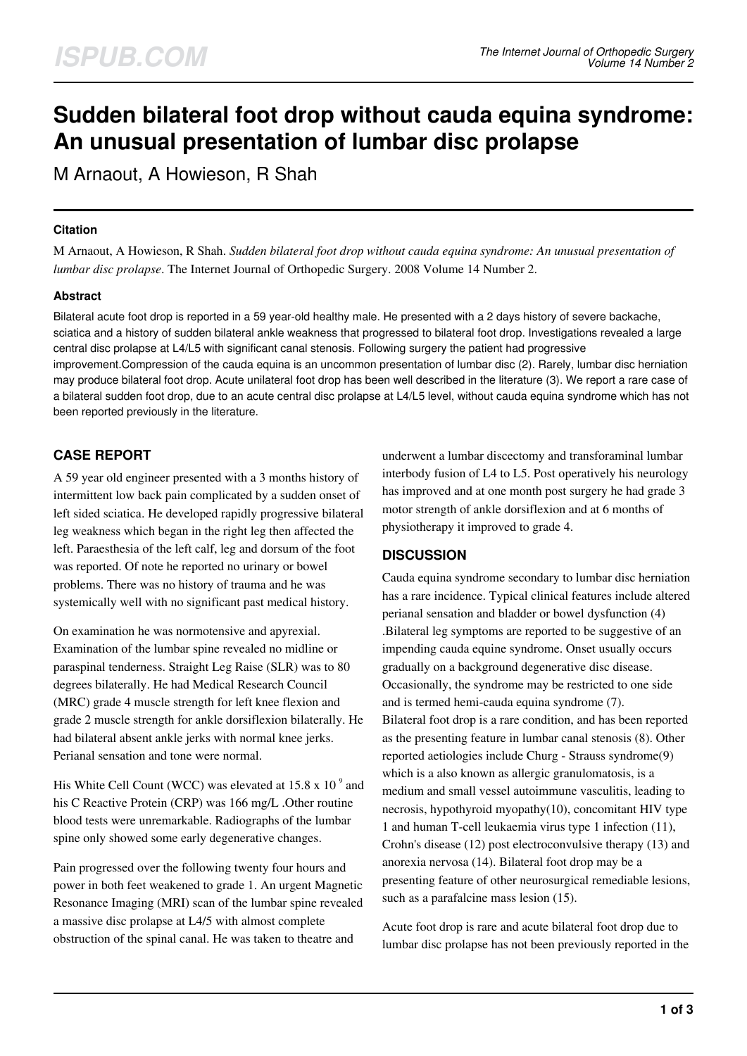# Sudden bilateral foot drop without cauda equina syndrome: An unusual presentation of lumbar disc prolapse

M Arnaout, A Howieson, R Shah

### Citation

M Arnaout, A Howieson, R Shah. *Sudden bilateral foot drop without cauda equina syndrome: An unusual presentation of lumbar disc prolapse*. The Internet Journal of Orthopedic Surgery. 2008 Volume 14 Number 2.

### Abstract

Bilateral acute foot drop is reported in a 59 year-old healthy male. He presented with a 2 days history of severe backache, sciatica and a history of sudden bilateral ankle weakness that progressed to bilateral foot drop. Investigations revealed a large central disc prolapse at L4/L5 with significant canal stenosis. Following surgery the patient had progressive improvement.Compression of the cauda equina is an uncommon presentation of lumbar disc (2). Rarely, lumbar disc herniation may produce bilateral foot drop. Acute unilateral foot drop has been well described in the literature (3). We report a rare case of a bilateral sudden foot drop, due to an acute central disc prolapse at L4/L5 level, without cauda equina syndrome which has not been reported previously in the literature.

## CASE REPORT

A 59 year old engineer presented with a 3 months history of intermittent low back pain complicated by a sudden onset of left sided sciatica. He developed rapidly progressive bilateral leg weakness which began in the right leg then affected the left. Paraesthesia of the left calf, leg and dorsum of the foot was reported. Of note he reported no urinary or bowel problems. There was no history of trauma and he was systemically well with no significant past medical history.

On examination he was normotensive and apyrexial. Examination of the lumbar spine revealed no midline or paraspinal tenderness. Straight Leg Raise (SLR) was to 80 degrees bilaterally. He had Medical Research Council (MRC) grade 4 muscle strength for left knee flexion and grade 2 muscle strength for ankle dorsiflexion bilaterally. He had bilateral absent ankle jerks with normal knee jerks. Perianal sensation and tone were normal.

His White Cell Count (WCC) was elevated at 15.8 x $10^9$ and his C Reactive Protein (CRP) was 166 mg/L .Other routine blood tests were unremarkable. Radiographs of the lumbar spine only showed some early degenerative changes.

Pain progressed over the following twenty four hours and power in both feet weakened to grade 1. An urgent Magnetic Resonance Imaging (MRI) scan of the lumbar spine revealed a massive disc prolapse at L4/5 with almost complete obstruction of the spinal canal. He was taken to theatre and underwent a lumbar discectomy and transforaminal lumbar interbody fusion of L4 to L5. Post operatively his neurology has improved and at one month post surgery he had grade 3 motor strength of ankle dorsiflexion and at 6 months of physiotherapy it improved to grade 4.

## DISCUSSION

Cauda equina syndrome secondary to lumbar disc herniation has a rare incidence. Typical clinical features include altered perianal sensation and bladder or bowel dysfunction (4) .Bilateral leg symptoms are reported to be suggestive of an impending cauda equine syndrome. Onset usually occurs gradually on a background degenerative disc disease. Occasionally, the syndrome may be restricted to one side and is termed hemi-cauda equina syndrome (7).
Bilateral foot drop is a rare condition, and has been reported as the presenting feature in lumbar canal stenosis (8). Other reported aetiologies include Churg - Strauss syndrome(9) which is a also known as allergic granulomatosis, is a medium and small vessel autoimmune vasculitis, leading to necrosis, hypothyroid myopathy(10), concomitant HIV type 1 and human T-cell leukaemia virus type 1 infection (11), Crohn's disease (12) post electroconvulsive therapy (13) and anorexia nervosa (14). Bilateral foot drop may be a presenting feature of other neurosurgical remediable lesions, such as a parafalcine mass lesion (15).

Acute foot drop is rare and acute bilateral foot drop due to lumbar disc prolapse has not been previously reported in the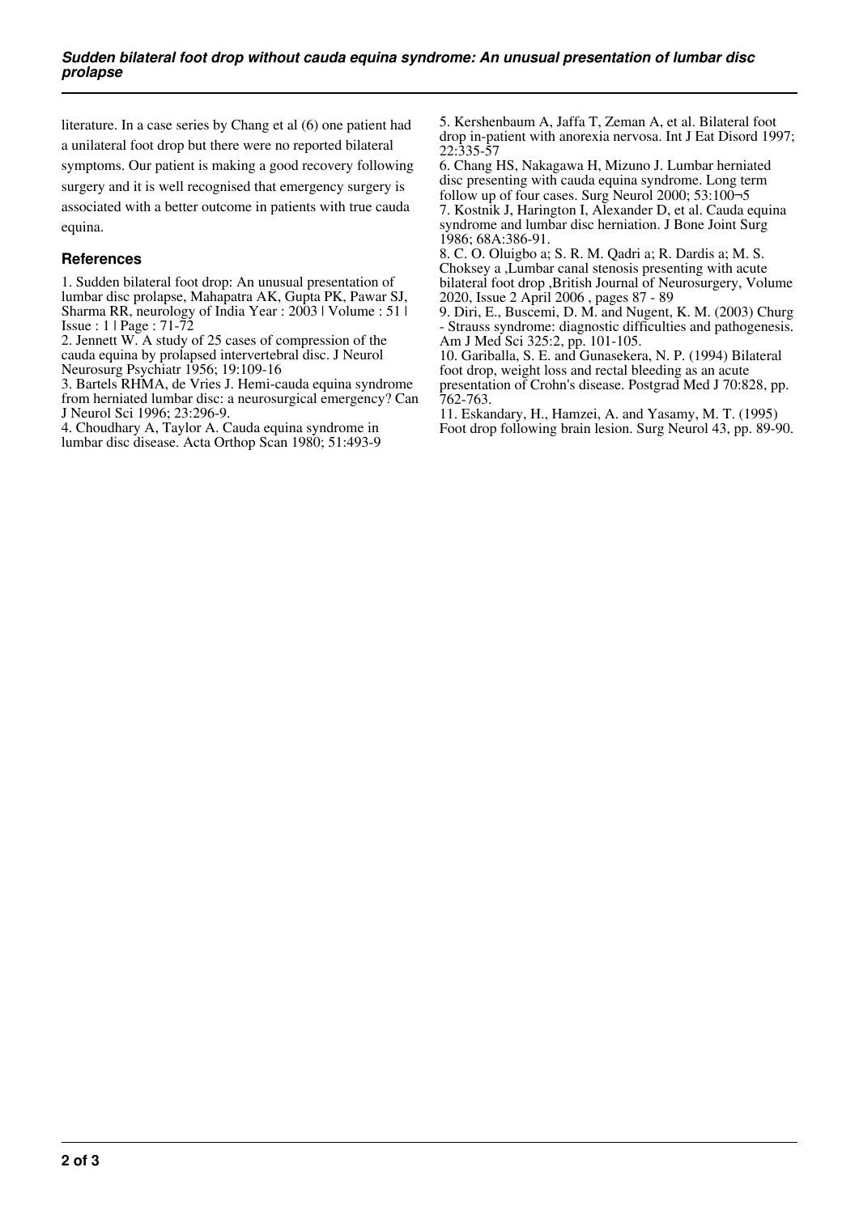literature. In a case series by Chang et al (6) one patient had a unilateral foot drop but there were no reported bilateral symptoms. Our patient is making a good recovery following surgery and it is well recognised that emergency surgery is associated with a better outcome in patients with true cauda equina.

## References

1. Sudden bilateral foot drop: An unusual presentation of lumbar disc prolapse, Mahapatra AK, Gupta PK, Pawar SJ, Sharma RR, neurology of India Year : 2003 | Volume : 51 | Issue : 1 | Page : 71-72
2. Jennett W. A study of 25 cases of compression of the cauda equina by prolapsed intervertebral disc. J Neurol Neurosurg Psychiatr 1956; 19:109-16
3. Bartels RHMA, de Vries J. Hemi-cauda equina syndrome from herniated lumbar disc: a neurosurgical emergency? Can J Neurol Sci 1996; 23:296-9.
4. Choudhary A, Taylor A. Cauda equina syndrome in lumbar disc disease. Acta Orthop Scan 1980; 51:493-9
5. Kershenbaum A, Jaffa T, Zeman A, et al. Bilateral foot drop in-patient with anorexia nervosa. Int J Eat Disord 1997; 22:335-57
6. Chang HS, Nakagawa H, Mizuno J. Lumbar herniated disc presenting with cauda equina syndrome. Long term follow up of four cases. Surg Neurol 2000; 53:100¬5
7. Kostnik J, Harington I, Alexander D, et al. Cauda equina syndrome and lumbar disc herniation. J Bone Joint Surg 1986; 68A:386-91.
8. C. O. Oluigbo a; S. R. M. Qadri a; R. Dardis a; M. S. Choksey a ,Lumbar canal stenosis presenting with acute bilateral foot drop ,British Journal of Neurosurgery, Volume 2020, Issue 2 April 2006 , pages 87 - 89
9. Diri, E., Buscemi, D. M. and Nugent, K. M. (2003) Churg - Strauss syndrome: diagnostic difficulties and pathogenesis. Am J Med Sci 325:2, pp. 101-105.
10. Gariballa, S. E. and Gunasekera, N. P. (1994) Bilateral foot drop, weight loss and rectal bleeding as an acute presentation of Crohn's disease. Postgrad Med J 70:828, pp. 762-763.
11. Eskandary, H., Hamzei, A. and Yasamy, M. T. (1995) Foot drop following brain lesion. Surg Neurol 43, pp. 89-90.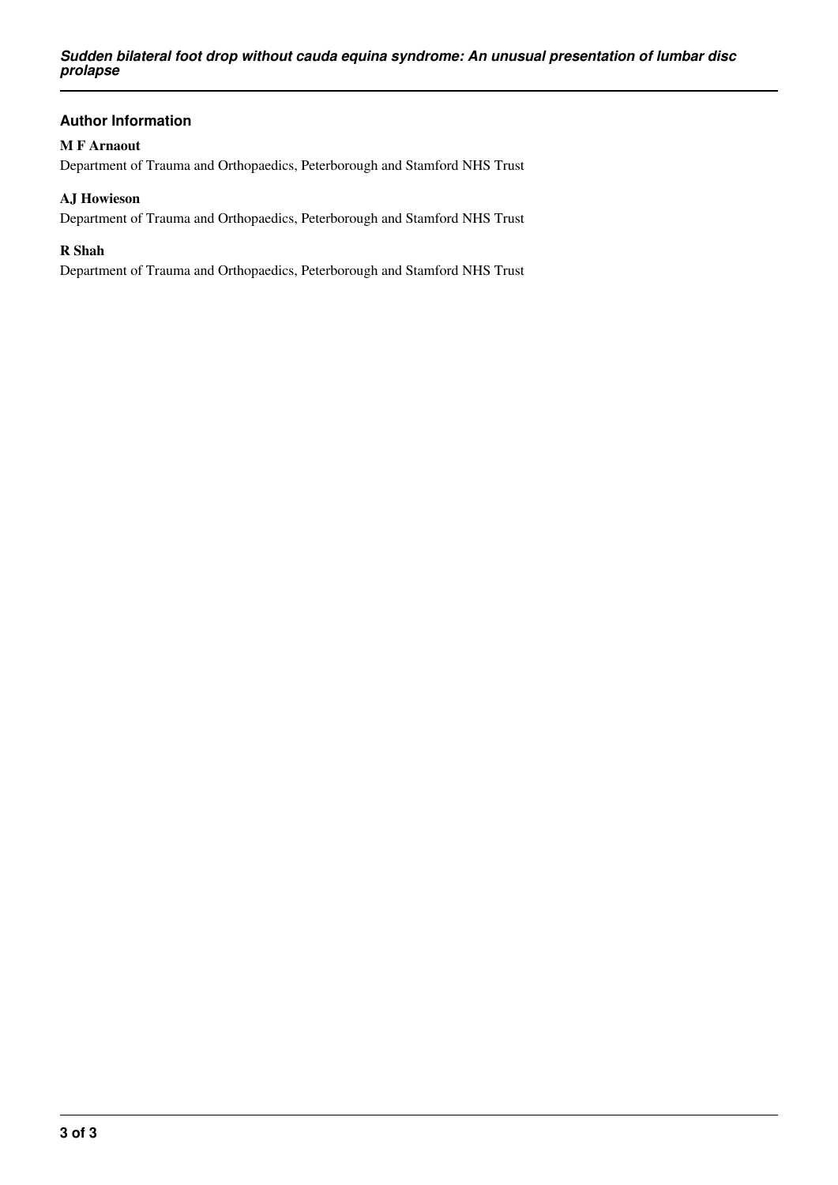## Author Information

**M F Arnaout**

Department of Trauma and Orthopaedics, Peterborough and Stamford NHS Trust

**AJ Howieson**

Department of Trauma and Orthopaedics, Peterborough and Stamford NHS Trust

**R Shah**

Department of Trauma and Orthopaedics, Peterborough and Stamford NHS Trust